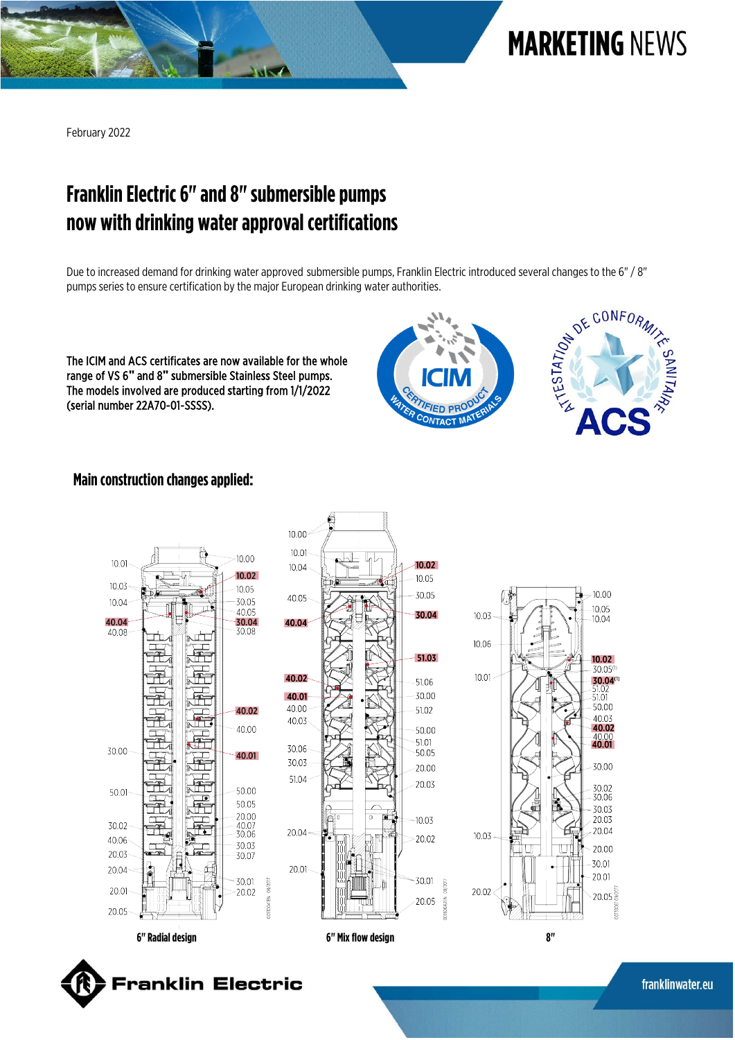MARKETING NEWS

February 2022

# Franklin Electric 6" and 8" submersible pumps now with drinking water approval certifications

Due to increased demand for drinking water approved submersible pumps, Franklin Electric introduced several changes to the 6" / 8" pumps series to ensure certification by the major European drinking water authorities.

**The ICIM and ACS certificates are now available for the whole range of VS 6" and 8" submersible Stainless Steel pumps. The models involved are produced starting from 1/1/2022 (serial number 22A70-01-SSSS).**

## Main construction changes applied:

6" Radial design

6" Mix flow design

8"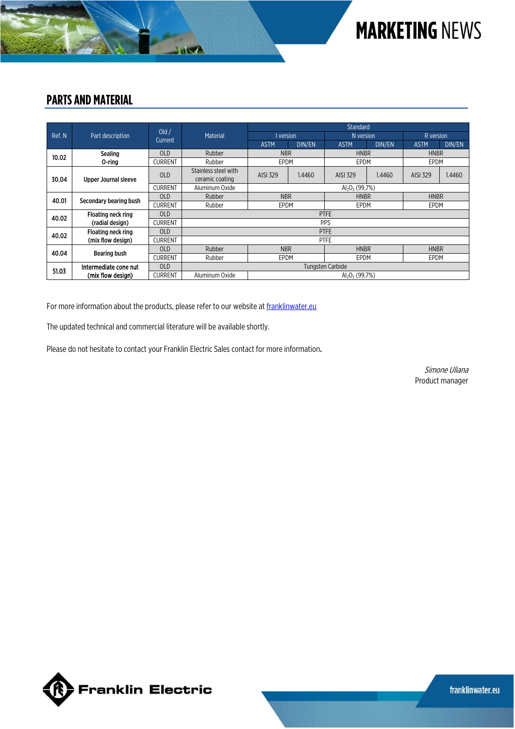## PARTS AND MATERIAL

| Ref. N | Part description | Old / Current | Material | Standard | | | | | |
|---|---|---|---|---|---|---|---|---|---|
| | | | | I version | | N version | | R version | |
| | | | | ASTM | DIN/EN | ASTM | DIN/EN | ASTM | DIN/EN |
| 10.02 | Sealing O-ring | OLD | Rubber | NBR | | HNBR | | HNBR | |
| | | CURRENT | Rubber | EPDM | | EPDM | | EPDM | |
| 30.04 | Upper Journal sleeve | OLD | Stainless steel with ceramic coating | AISI 329 | 1.4460 | AISI 329 | 1.4460 | AISI 329 | 1.4460 |
| | | CURRENT | Aluminum Oxide | $Al_2O_3$ (99,7%) | | | | | |
| 40.01 | Secondary bearing bush | OLD | Rubber | NBR | | HNBR | | HNBR | |
| | | CURRENT | Rubber | EPDM | | EPDM | | EPDM | |
| 40.02 | Floating neck ring (radial design) | OLD | PTFE | | | | | | |
| | | CURRENT | PPS | | | | | | |
| 40.02 | Floating neck ring (mix flow design) | OLD | PTFE | | | | | | |
| | | CURRENT | PTFE | | | | | | |
| 40.04 | Bearing bush | OLD | Rubber | NBR | | HNBR | | HNBR | |
| | | CURRENT | Rubber | EPDM | | EPDM | | EPDM | |
| 51.03 | Intermediate cone nut (mix flow design) | OLD | Tungsten Carbide | | | | | | |
| | | CURRENT | Aluminum Oxide | $Al_2O_3$ (99,7%) | | | | | |

For more information about the products, please refer to our website at franklinwater.eu

The updated technical and commercial literature will be available shortly.

Please do not hesitate to contact your Franklin Electric Sales contact for more information.

*Simone Uliana*
Product manager